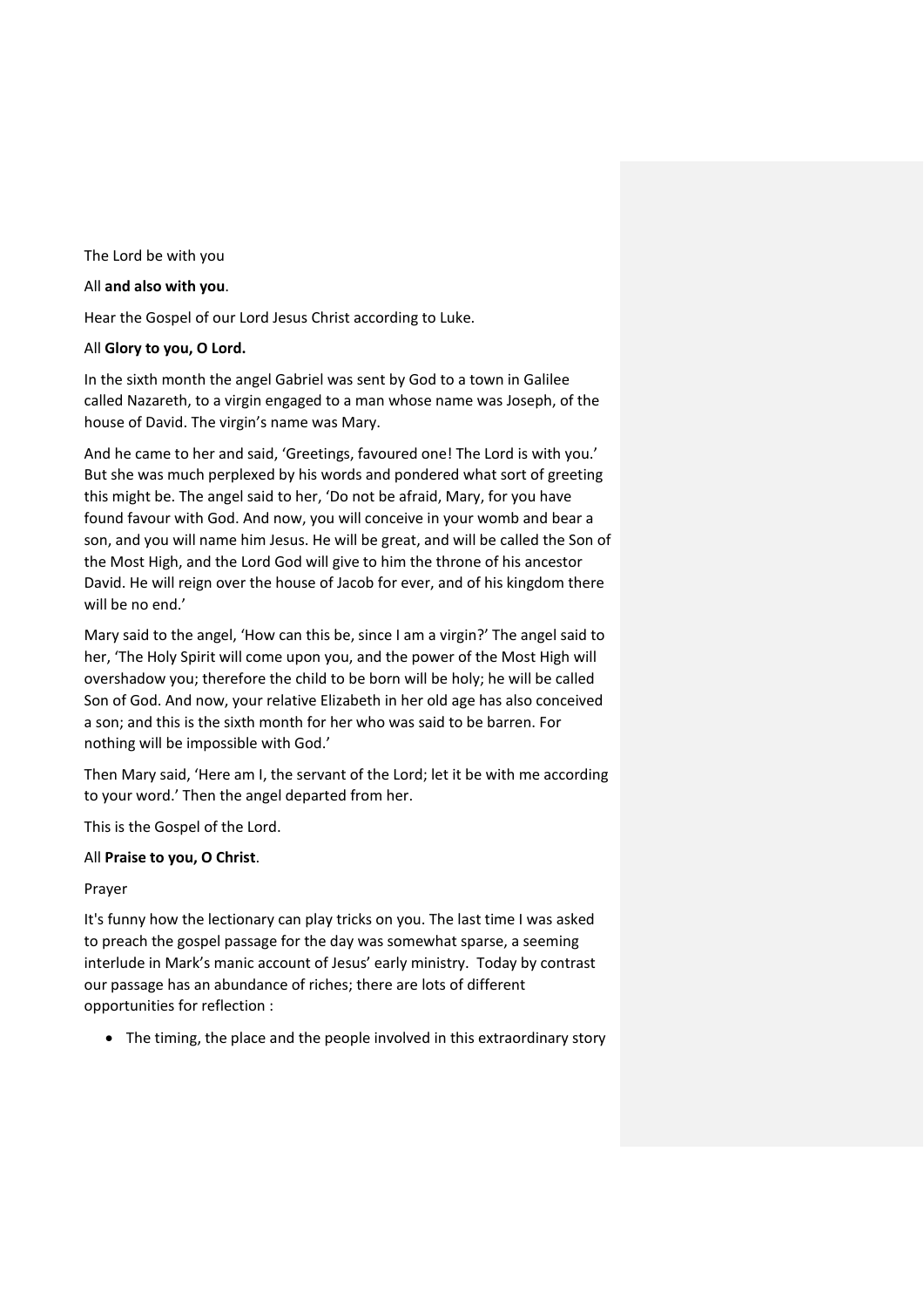The Lord be with you

All **and also with you**.

Hear the Gospel of our Lord Jesus Christ according to Luke.

All **Glory to you, O Lord.**

In the sixth month the angel Gabriel was sent by God to a town in Galilee called Nazareth, to a virgin engaged to a man whose name was Joseph, of the house of David. The virgin's name was Mary.

And he came to her and said, 'Greetings, favoured one! The Lord is with you.' But she was much perplexed by his words and pondered what sort of greeting this might be. The angel said to her, 'Do not be afraid, Mary, for you have found favour with God. And now, you will conceive in your womb and bear a son, and you will name him Jesus. He will be great, and will be called the Son of the Most High, and the Lord God will give to him the throne of his ancestor David. He will reign over the house of Jacob for ever, and of his kingdom there will be no end.'

Mary said to the angel, 'How can this be, since I am a virgin?' The angel said to her, 'The Holy Spirit will come upon you, and the power of the Most High will overshadow you; therefore the child to be born will be holy; he will be called Son of God. And now, your relative Elizabeth in her old age has also conceived a son; and this is the sixth month for her who was said to be barren. For nothing will be impossible with God.'

Then Mary said, 'Here am I, the servant of the Lord; let it be with me according to your word.' Then the angel departed from her.

This is the Gospel of the Lord.

All **Praise to you, O Christ**.

Prayer

It's funny how the lectionary can play tricks on you. The last time I was asked to preach the gospel passage for the day was somewhat sparse, a seeming interlude in Mark's manic account of Jesus' early ministry. Today by contrast our passage has an abundance of riches; there are lots of different opportunities for reflection :

- The timing, the place and the people involved in this extraordinary story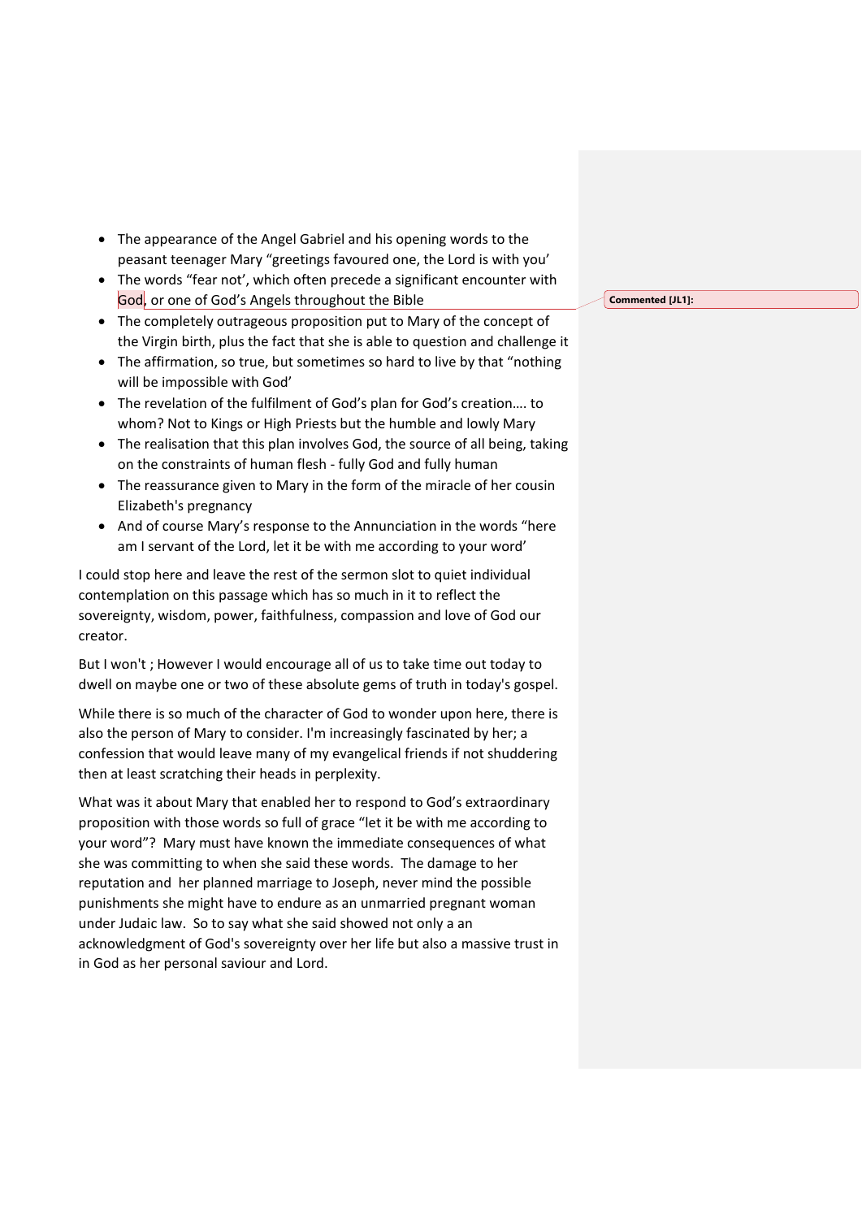- The appearance of the Angel Gabriel and his opening words to the peasant teenager Mary "greetings favoured one, the Lord is with you'
- The words "fear not', which often precede a significant encounter with God, or one of God's Angels throughout the Bible
- The completely outrageous proposition put to Mary of the concept of the Virgin birth, plus the fact that she is able to question and challenge it
- The affirmation, so true, but sometimes so hard to live by that "nothing will be impossible with God'
- The revelation of the fulfilment of God's plan for God's creation…. to whom? Not to Kings or High Priests but the humble and lowly Mary
- The realisation that this plan involves God, the source of all being, taking on the constraints of human flesh - fully God and fully human
- The reassurance given to Mary in the form of the miracle of her cousin Elizabeth's pregnancy
- And of course Mary's response to the Annunciation in the words "here am I servant of the Lord, let it be with me according to your word'

I could stop here and leave the rest of the sermon slot to quiet individual contemplation on this passage which has so much in it to reflect the sovereignty, wisdom, power, faithfulness, compassion and love of God our creator.

But I won't ; However I would encourage all of us to take time out today to dwell on maybe one or two of these absolute gems of truth in today's gospel.

While there is so much of the character of God to wonder upon here, there is also the person of Mary to consider. I'm increasingly fascinated by her; a confession that would leave many of my evangelical friends if not shuddering then at least scratching their heads in perplexity.

What was it about Mary that enabled her to respond to God's extraordinary proposition with those words so full of grace "let it be with me according to your word"? Mary must have known the immediate consequences of what she was committing to when she said these words. The damage to her reputation and her planned marriage to Joseph, never mind the possible punishments she might have to endure as an unmarried pregnant woman under Judaic law. So to say what she said showed not only a an acknowledgment of God's sovereignty over her life but also a massive trust in in God as her personal saviour and Lord.

Commented [JL1]: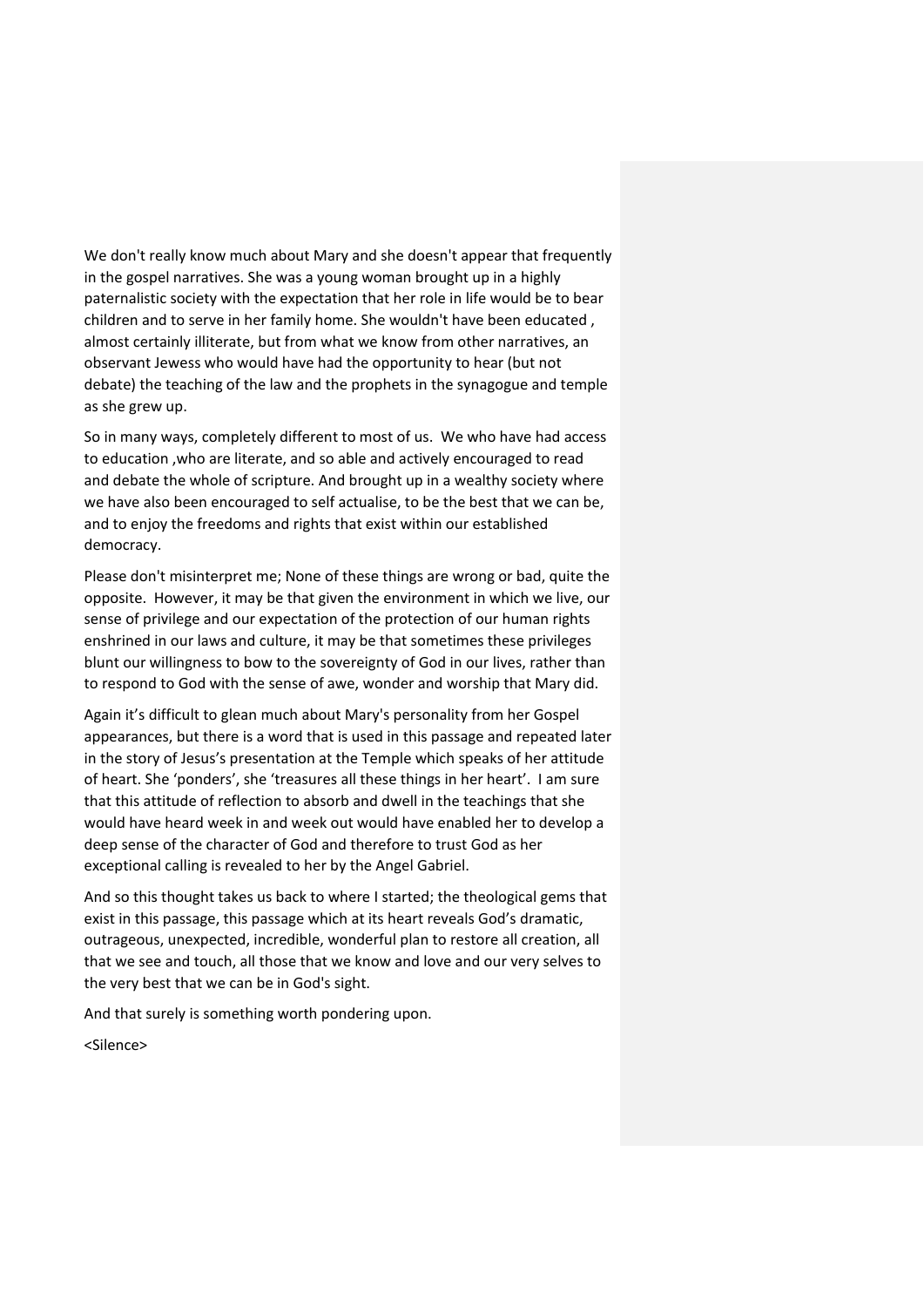We don't really know much about Mary and she doesn't appear that frequently in the gospel narratives. She was a young woman brought up in a highly paternalistic society with the expectation that her role in life would be to bear children and to serve in her family home. She wouldn't have been educated , almost certainly illiterate, but from what we know from other narratives, an observant Jewess who would have had the opportunity to hear (but not debate) the teaching of the law and the prophets in the synagogue and temple as she grew up.

So in many ways, completely different to most of us. We who have had access to education ,who are literate, and so able and actively encouraged to read and debate the whole of scripture. And brought up in a wealthy society where we have also been encouraged to self actualise, to be the best that we can be, and to enjoy the freedoms and rights that exist within our established democracy.

Please don't misinterpret me; None of these things are wrong or bad, quite the opposite. However, it may be that given the environment in which we live, our sense of privilege and our expectation of the protection of our human rights enshrined in our laws and culture, it may be that sometimes these privileges blunt our willingness to bow to the sovereignty of God in our lives, rather than to respond to God with the sense of awe, wonder and worship that Mary did.

Again it's difficult to glean much about Mary's personality from her Gospel appearances, but there is a word that is used in this passage and repeated later in the story of Jesus's presentation at the Temple which speaks of her attitude of heart. She 'ponders', she 'treasures all these things in her heart'. I am sure that this attitude of reflection to absorb and dwell in the teachings that she would have heard week in and week out would have enabled her to develop a deep sense of the character of God and therefore to trust God as her exceptional calling is revealed to her by the Angel Gabriel.

And so this thought takes us back to where I started; the theological gems that exist in this passage, this passage which at its heart reveals God's dramatic, outrageous, unexpected, incredible, wonderful plan to restore all creation, all that we see and touch, all those that we know and love and our very selves to the very best that we can be in God's sight.

And that surely is something worth pondering upon.

<Silence>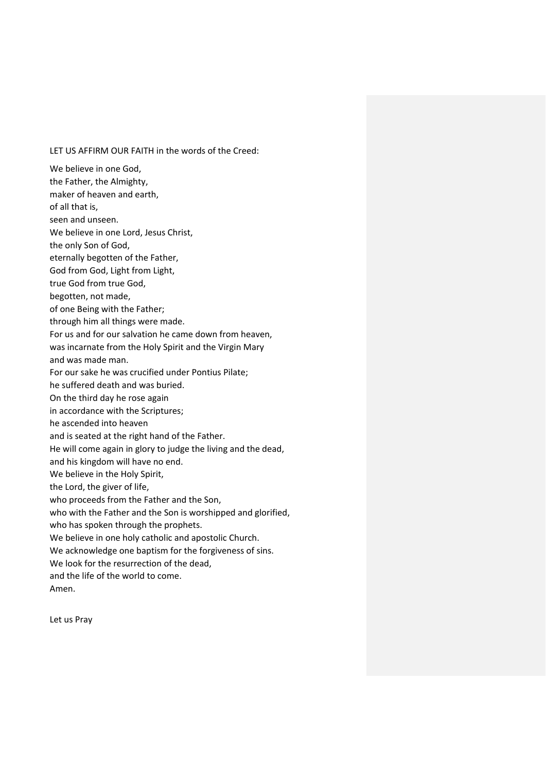LET US AFFIRM OUR FAITH in the words of the Creed:

We believe in one God,  
the Father, the Almighty,  
maker of heaven and earth,  
of all that is,  
seen and unseen.  
We believe in one Lord, Jesus Christ,  
the only Son of God,  
eternally begotten of the Father,  
God from God, Light from Light,  
true God from true God,  
begotten, not made,  
of one Being with the Father;  
through him all things were made.  
For us and for our salvation he came down from heaven,  
was incarnate from the Holy Spirit and the Virgin Mary  
and was made man.  
For our sake he was crucified under Pontius Pilate;  
he suffered death and was buried.  
On the third day he rose again  
in accordance with the Scriptures;  
he ascended into heaven  
and is seated at the right hand of the Father.  
He will come again in glory to judge the living and the dead,  
and his kingdom will have no end.  
We believe in the Holy Spirit,  
the Lord, the giver of life,  
who proceeds from the Father and the Son,  
who with the Father and the Son is worshipped and glorified,  
who has spoken through the prophets.  
We believe in one holy catholic and apostolic Church.  
We acknowledge one baptism for the forgiveness of sins.  
We look for the resurrection of the dead,  
and the life of the world to come.  
Amen.

Let us Pray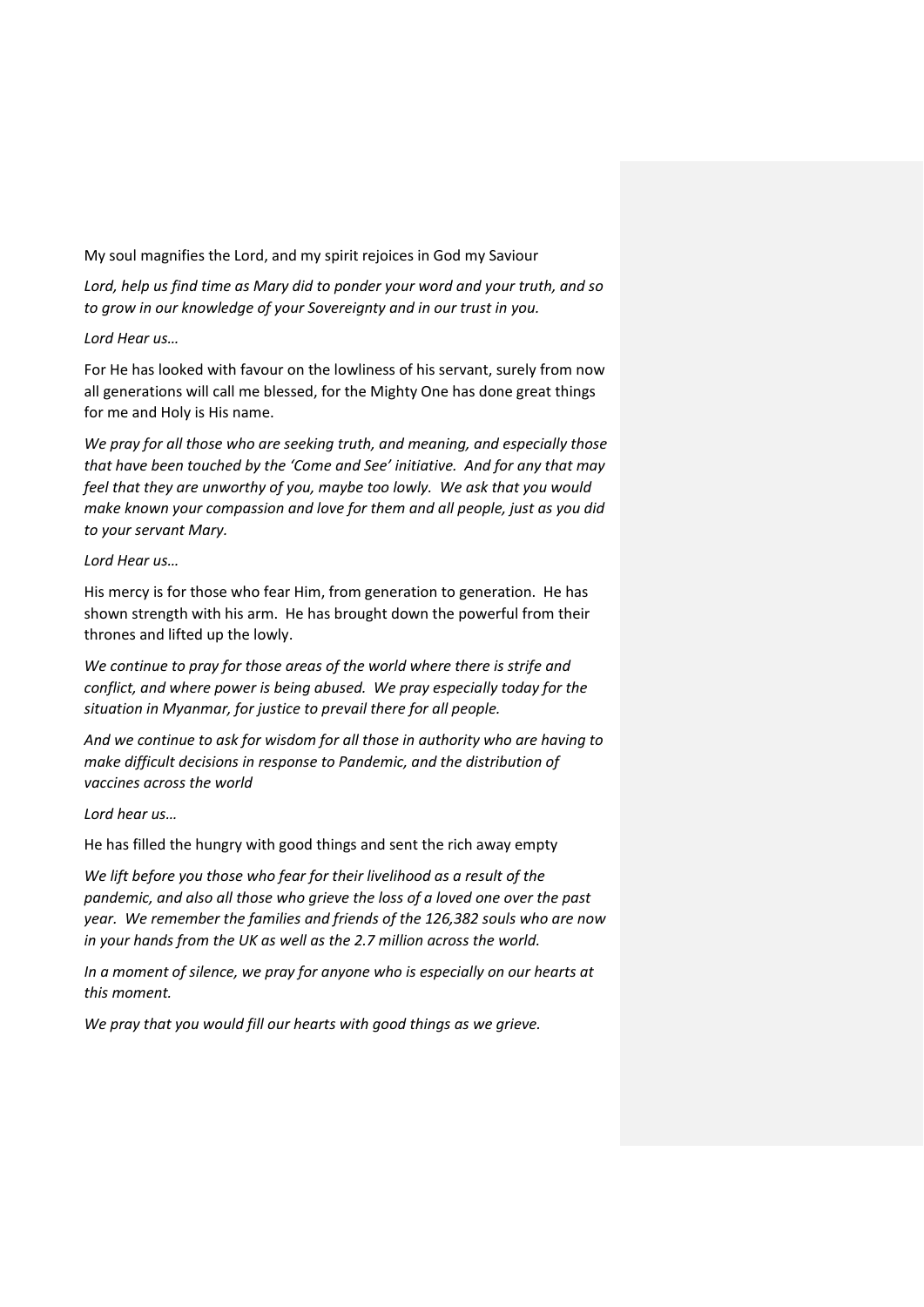My soul magnifies the Lord, and my spirit rejoices in God my Saviour

*Lord, help us find time as Mary did to ponder your word and your truth, and so to grow in our knowledge of your Sovereignty and in our trust in you.*

*Lord Hear us…*

For He has looked with favour on the lowliness of his servant, surely from now all generations will call me blessed, for the Mighty One has done great things for me and Holy is His name.

*We pray for all those who are seeking truth, and meaning, and especially those that have been touched by the 'Come and See' initiative. And for any that may feel that they are unworthy of you, maybe too lowly. We ask that you would make known your compassion and love for them and all people, just as you did to your servant Mary.*

*Lord Hear us…*

His mercy is for those who fear Him, from generation to generation. He has shown strength with his arm. He has brought down the powerful from their thrones and lifted up the lowly.

*We continue to pray for those areas of the world where there is strife and conflict, and where power is being abused. We pray especially today for the situation in Myanmar, for justice to prevail there for all people.*

*And we continue to ask for wisdom for all those in authority who are having to make difficult decisions in response to Pandemic, and the distribution of vaccines across the world*

*Lord hear us…*

He has filled the hungry with good things and sent the rich away empty

*We lift before you those who fear for their livelihood as a result of the pandemic, and also all those who grieve the loss of a loved one over the past year. We remember the families and friends of the 126,382 souls who are now in your hands from the UK as well as the 2.7 million across the world.*

*In a moment of silence, we pray for anyone who is especially on our hearts at this moment.*

*We pray that you would fill our hearts with good things as we grieve.*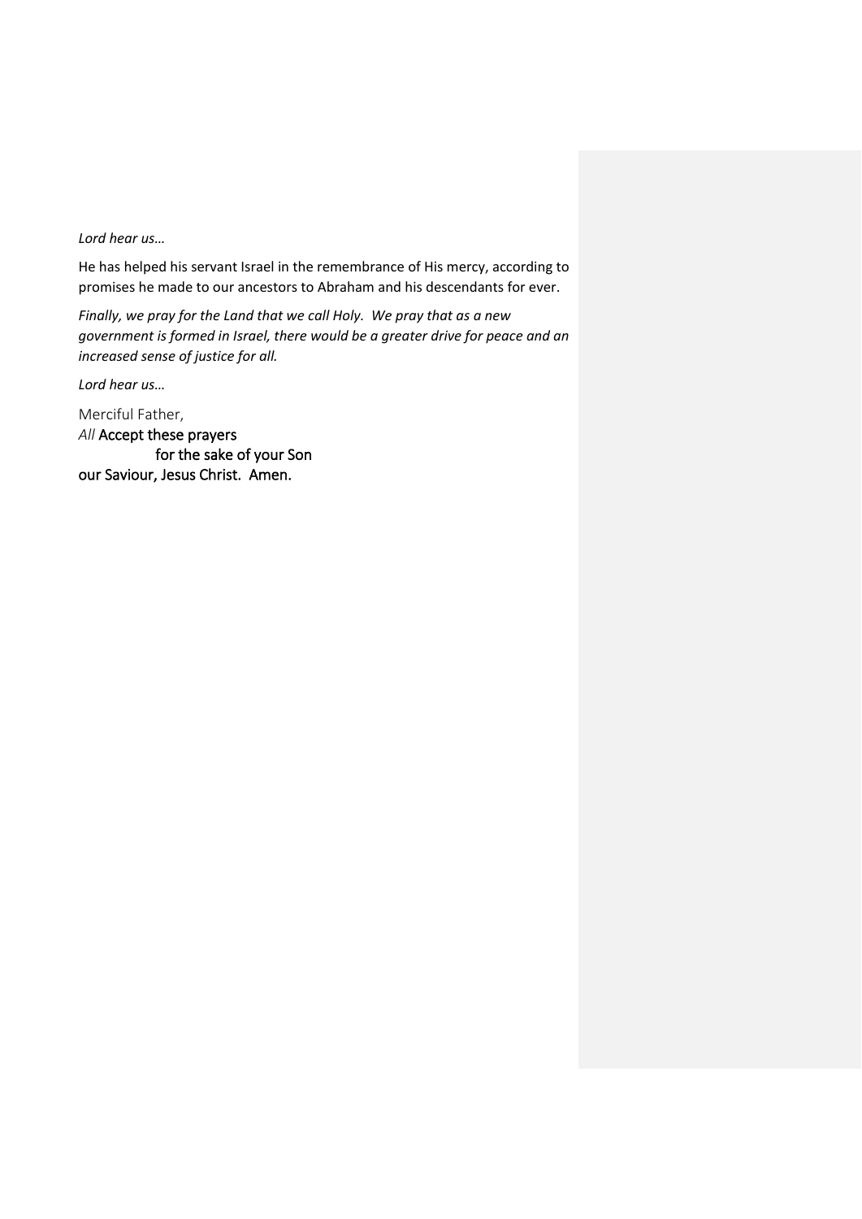*Lord hear us…*

He has helped his servant Israel in the remembrance of His mercy, according to promises he made to our ancestors to Abraham and his descendants for ever.

*Finally, we pray for the Land that we call Holy. We pray that as a new government is formed in Israel, there would be a greater drive for peace and an increased sense of justice for all.*

*Lord hear us…*

Merciful Father,
*All* **Accept these prayers**
**for the sake of your Son**
**our Saviour, Jesus Christ. Amen.**